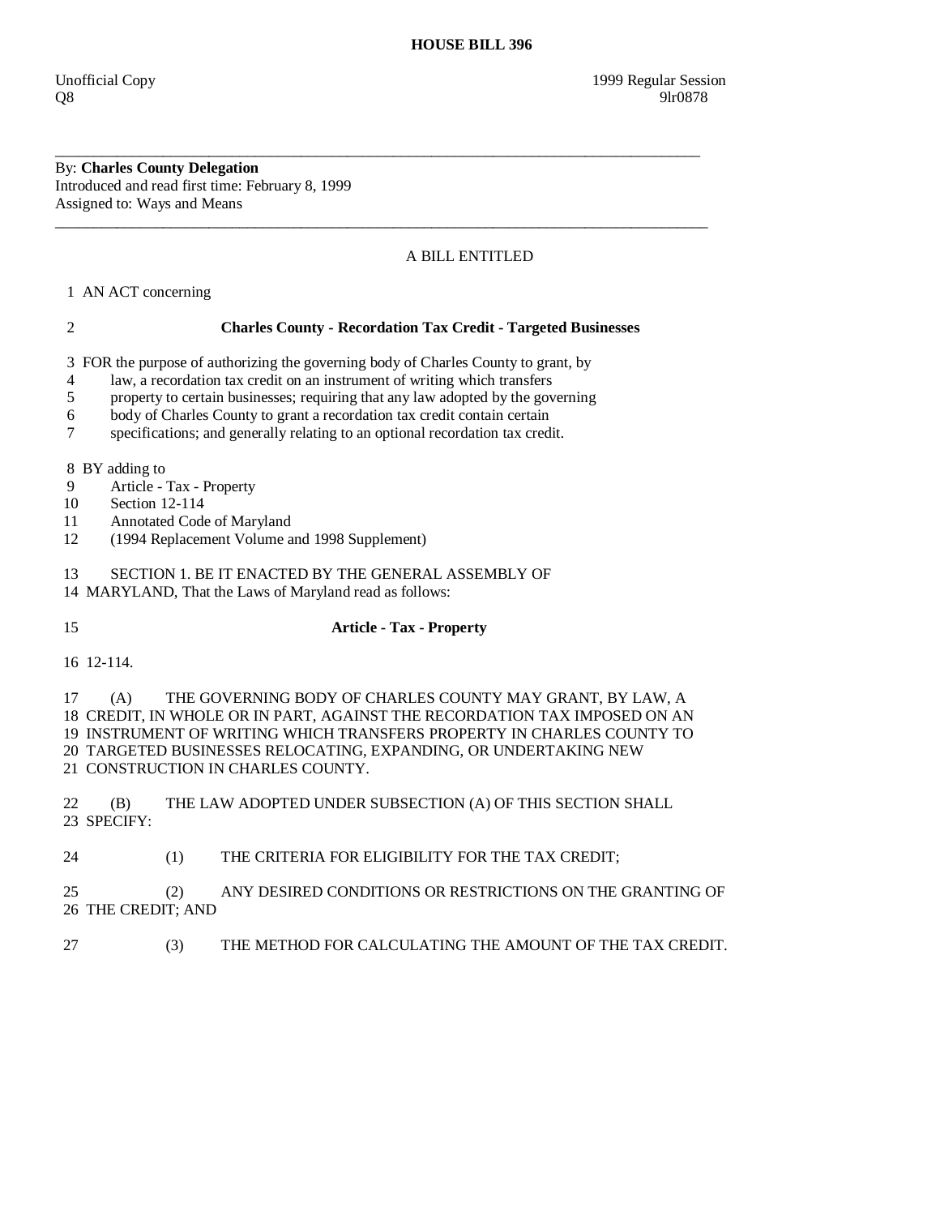# HOUSE BILL 396

Unofficial Copy — 1999 Regular Session
Q8 — 9lr0878

---

By: **Charles County Delegation**
Introduced and read first time: February 8, 1999
Assigned to: Ways and Means

---

A BILL ENTITLED

1 AN ACT concerning

2 **Charles County - Recordation Tax Credit - Targeted Businesses**

3 FOR the purpose of authorizing the governing body of Charles County to grant, by
4 law, a recordation tax credit on an instrument of writing which transfers
5 property to certain businesses; requiring that any law adopted by the governing
6 body of Charles County to grant a recordation tax credit contain certain
7 specifications; and generally relating to an optional recordation tax credit.

8 BY adding to
9 Article - Tax - Property
10 Section 12-114
11 Annotated Code of Maryland
12 (1994 Replacement Volume and 1998 Supplement)

13 SECTION 1. BE IT ENACTED BY THE GENERAL ASSEMBLY OF
14 MARYLAND, That the Laws of Maryland read as follows:

15 **Article - Tax - Property**

16 12-114.

17 (A) THE GOVERNING BODY OF CHARLES COUNTY MAY GRANT, BY LAW, A
18 CREDIT, IN WHOLE OR IN PART, AGAINST THE RECORDATION TAX IMPOSED ON AN
19 INSTRUMENT OF WRITING WHICH TRANSFERS PROPERTY IN CHARLES COUNTY TO
20 TARGETED BUSINESSES RELOCATING, EXPANDING, OR UNDERTAKING NEW
21 CONSTRUCTION IN CHARLES COUNTY.

22 (B) THE LAW ADOPTED UNDER SUBSECTION (A) OF THIS SECTION SHALL
23 SPECIFY:

24 (1) THE CRITERIA FOR ELIGIBILITY FOR THE TAX CREDIT;

25 (2) ANY DESIRED CONDITIONS OR RESTRICTIONS ON THE GRANTING OF
26 THE CREDIT; AND

27 (3) THE METHOD FOR CALCULATING THE AMOUNT OF THE TAX CREDIT.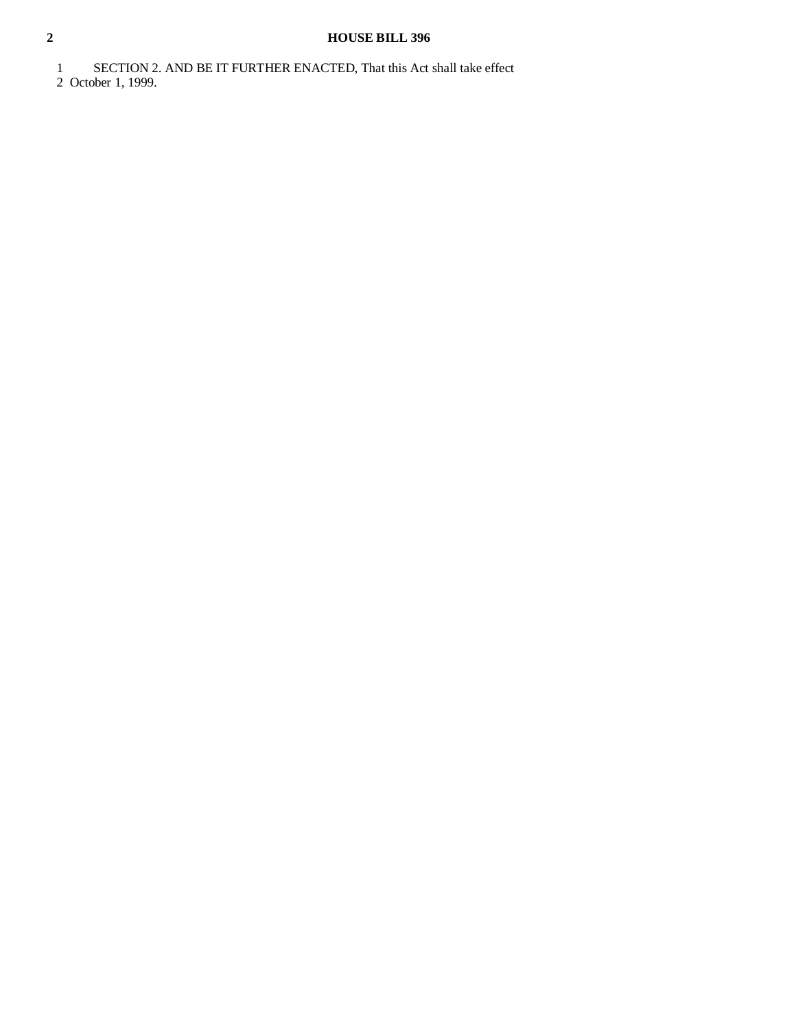SECTION 2. AND BE IT FURTHER ENACTED, That this Act shall take effect October 1, 1999.